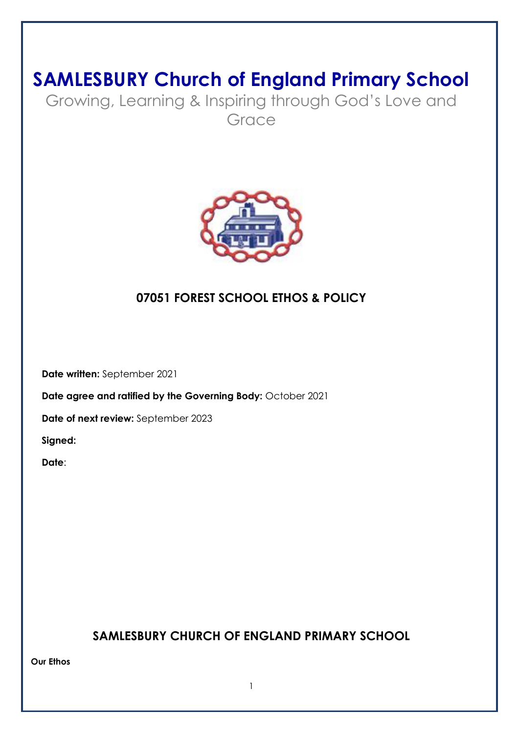# SAMLESBURY Church of England Primary School

Growing, Learning & Inspiring through God's Love and Grace

## 07051 FOREST SCHOOL ETHOS & POLICY

**Date written:** September 2021

**Date agree and ratified by the Governing Body:** October 2021

**Date of next review:** September 2023

**Signed:**

**Date**:

## SAMLESBURY CHURCH OF ENGLAND PRIMARY SCHOOL

**Our Ethos**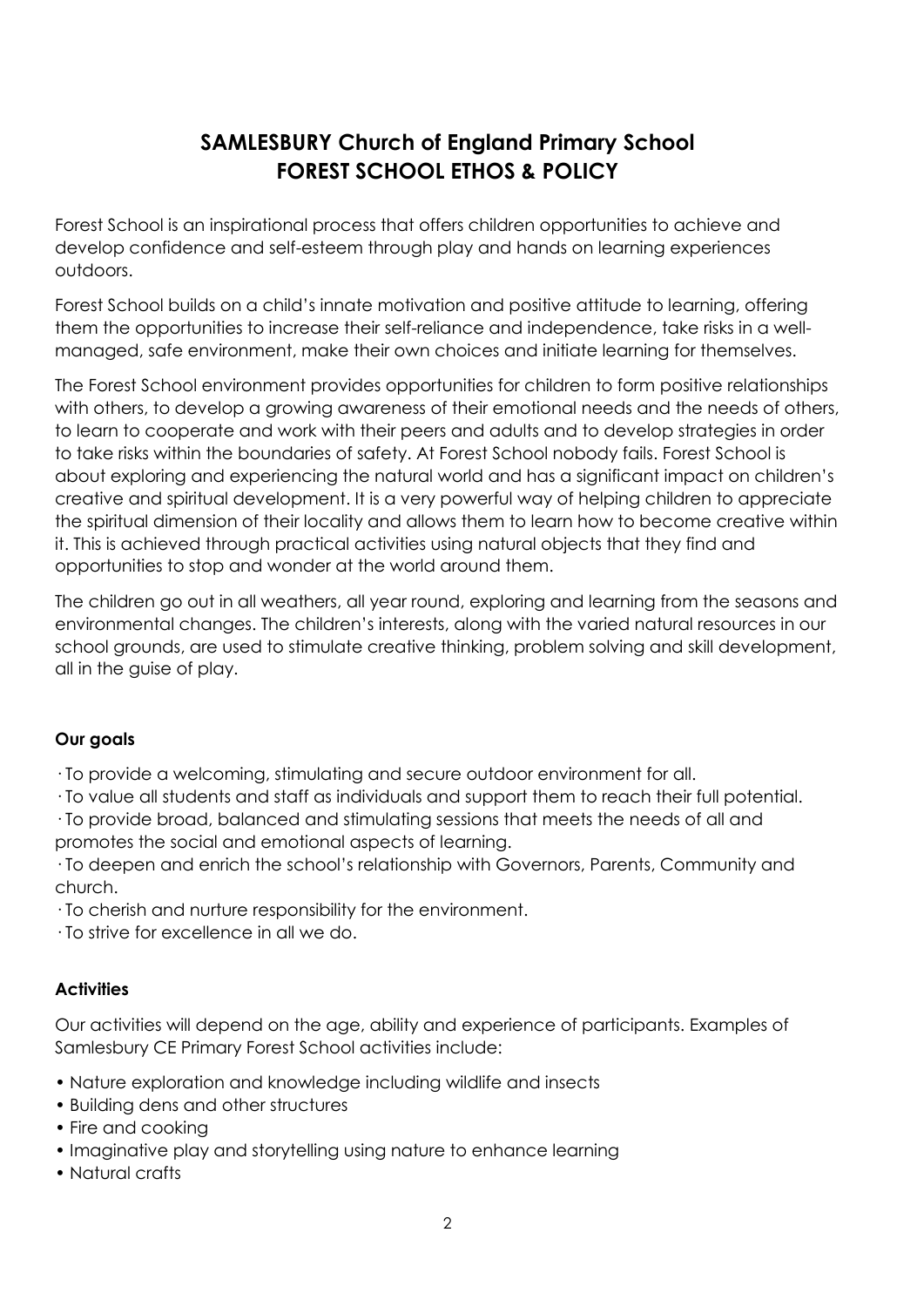# SAMLESBURY Church of England Primary School
# FOREST SCHOOL ETHOS & POLICY

Forest School is an inspirational process that offers children opportunities to achieve and develop confidence and self-esteem through play and hands on learning experiences outdoors.

Forest School builds on a child's innate motivation and positive attitude to learning, offering them the opportunities to increase their self-reliance and independence, take risks in a well-managed, safe environment, make their own choices and initiate learning for themselves.

The Forest School environment provides opportunities for children to form positive relationships with others, to develop a growing awareness of their emotional needs and the needs of others, to learn to cooperate and work with their peers and adults and to develop strategies in order to take risks within the boundaries of safety. At Forest School nobody fails. Forest School is about exploring and experiencing the natural world and has a significant impact on children's creative and spiritual development. It is a very powerful way of helping children to appreciate the spiritual dimension of their locality and allows them to learn how to become creative within it. This is achieved through practical activities using natural objects that they find and opportunities to stop and wonder at the world around them.

The children go out in all weathers, all year round, exploring and learning from the seasons and environmental changes. The children's interests, along with the varied natural resources in our school grounds, are used to stimulate creative thinking, problem solving and skill development, all in the guise of play.

### Our goals

· To provide a welcoming, stimulating and secure outdoor environment for all.
· To value all students and staff as individuals and support them to reach their full potential.
· To provide broad, balanced and stimulating sessions that meets the needs of all and promotes the social and emotional aspects of learning.
· To deepen and enrich the school's relationship with Governors, Parents, Community and church.
· To cherish and nurture responsibility for the environment.
· To strive for excellence in all we do.

### Activities

Our activities will depend on the age, ability and experience of participants. Examples of Samlesbury CE Primary Forest School activities include:

- Nature exploration and knowledge including wildlife and insects
- Building dens and other structures
- Fire and cooking
- Imaginative play and storytelling using nature to enhance learning
- Natural crafts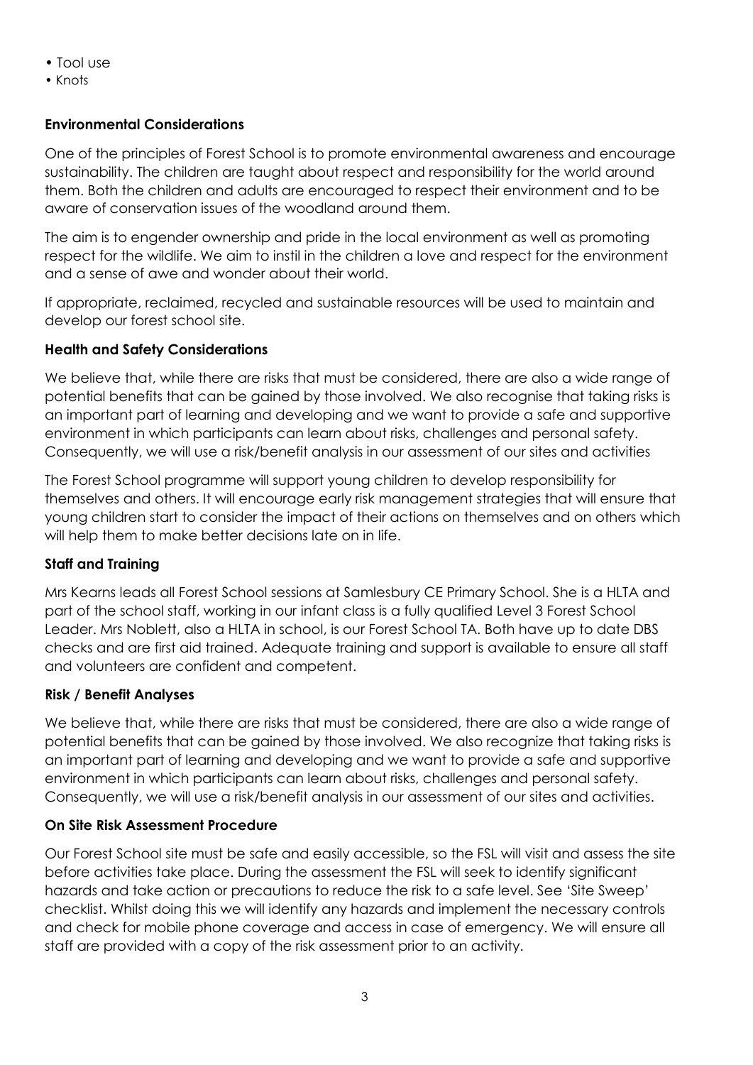- Tool use
- Knots

**Environmental Considerations**

One of the principles of Forest School is to promote environmental awareness and encourage sustainability. The children are taught about respect and responsibility for the world around them. Both the children and adults are encouraged to respect their environment and to be aware of conservation issues of the woodland around them.

The aim is to engender ownership and pride in the local environment as well as promoting respect for the wildlife. We aim to instil in the children a love and respect for the environment and a sense of awe and wonder about their world.

If appropriate, reclaimed, recycled and sustainable resources will be used to maintain and develop our forest school site.

**Health and Safety Considerations**

We believe that, while there are risks that must be considered, there are also a wide range of potential benefits that can be gained by those involved. We also recognise that taking risks is an important part of learning and developing and we want to provide a safe and supportive environment in which participants can learn about risks, challenges and personal safety. Consequently, we will use a risk/benefit analysis in our assessment of our sites and activities

The Forest School programme will support young children to develop responsibility for themselves and others. It will encourage early risk management strategies that will ensure that young children start to consider the impact of their actions on themselves and on others which will help them to make better decisions late on in life.

**Staff and Training**

Mrs Kearns leads all Forest School sessions at Samlesbury CE Primary School. She is a HLTA and part of the school staff, working in our infant class is a fully qualified Level 3 Forest School Leader. Mrs Noblett, also a HLTA in school, is our Forest School TA. Both have up to date DBS checks and are first aid trained. Adequate training and support is available to ensure all staff and volunteers are confident and competent.

**Risk / Benefit Analyses**

We believe that, while there are risks that must be considered, there are also a wide range of potential benefits that can be gained by those involved. We also recognize that taking risks is an important part of learning and developing and we want to provide a safe and supportive environment in which participants can learn about risks, challenges and personal safety. Consequently, we will use a risk/benefit analysis in our assessment of our sites and activities.

**On Site Risk Assessment Procedure**

Our Forest School site must be safe and easily accessible, so the FSL will visit and assess the site before activities take place. During the assessment the FSL will seek to identify significant hazards and take action or precautions to reduce the risk to a safe level. See 'Site Sweep' checklist. Whilst doing this we will identify any hazards and implement the necessary controls and check for mobile phone coverage and access in case of emergency. We will ensure all staff are provided with a copy of the risk assessment prior to an activity.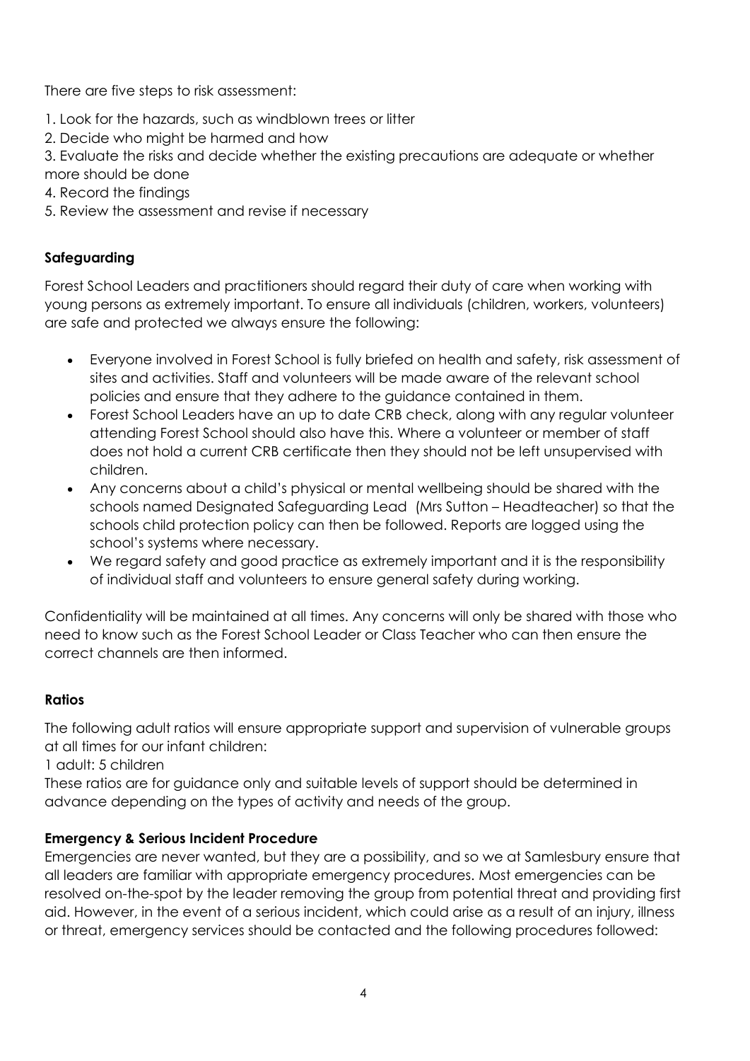There are five steps to risk assessment:

1. Look for the hazards, such as windblown trees or litter
2. Decide who might be harmed and how
3. Evaluate the risks and decide whether the existing precautions are adequate or whether more should be done
4. Record the findings
5. Review the assessment and revise if necessary

**Safeguarding**

Forest School Leaders and practitioners should regard their duty of care when working with young persons as extremely important. To ensure all individuals (children, workers, volunteers) are safe and protected we always ensure the following:

- Everyone involved in Forest School is fully briefed on health and safety, risk assessment of sites and activities. Staff and volunteers will be made aware of the relevant school policies and ensure that they adhere to the guidance contained in them.
- Forest School Leaders have an up to date CRB check, along with any regular volunteer attending Forest School should also have this. Where a volunteer or member of staff does not hold a current CRB certificate then they should not be left unsupervised with children.
- Any concerns about a child's physical or mental wellbeing should be shared with the schools named Designated Safeguarding Lead (Mrs Sutton – Headteacher) so that the schools child protection policy can then be followed. Reports are logged using the school's systems where necessary.
- We regard safety and good practice as extremely important and it is the responsibility of individual staff and volunteers to ensure general safety during working.

Confidentiality will be maintained at all times. Any concerns will only be shared with those who need to know such as the Forest School Leader or Class Teacher who can then ensure the correct channels are then informed.

**Ratios**

The following adult ratios will ensure appropriate support and supervision of vulnerable groups at all times for our infant children:

1 adult: 5 children

These ratios are for guidance only and suitable levels of support should be determined in advance depending on the types of activity and needs of the group.

**Emergency & Serious Incident Procedure**

Emergencies are never wanted, but they are a possibility, and so we at Samlesbury ensure that all leaders are familiar with appropriate emergency procedures. Most emergencies can be resolved on-the-spot by the leader removing the group from potential threat and providing first aid. However, in the event of a serious incident, which could arise as a result of an injury, illness or threat, emergency services should be contacted and the following procedures followed: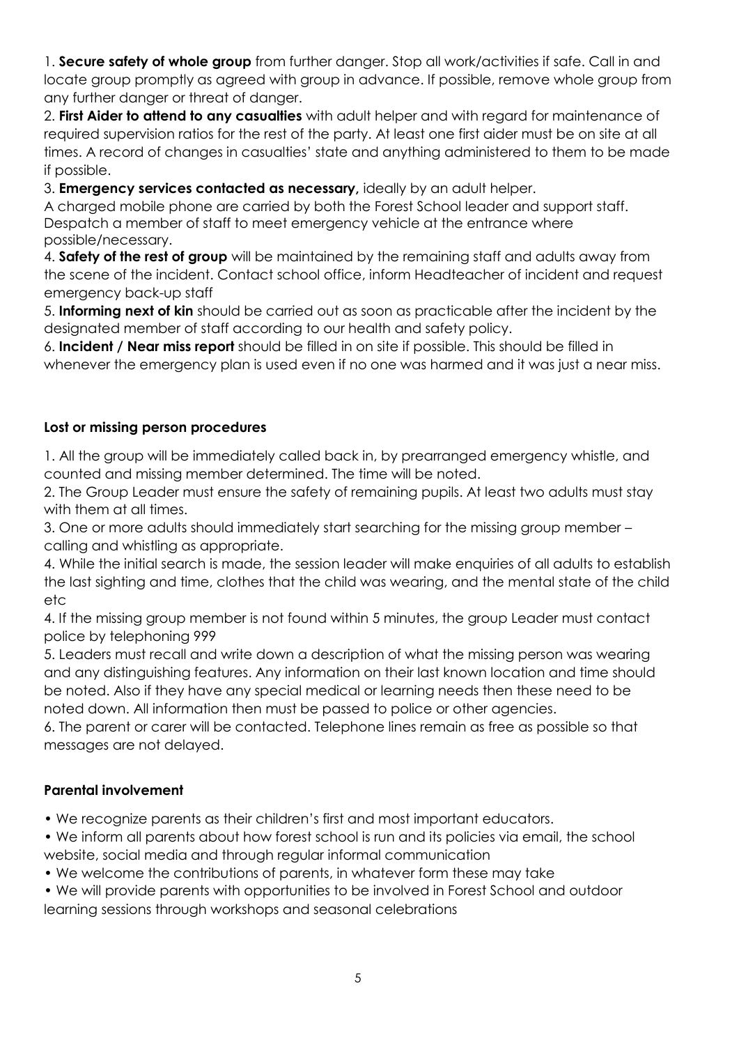1. **Secure safety of whole group** from further danger. Stop all work/activities if safe. Call in and locate group promptly as agreed with group in advance. If possible, remove whole group from any further danger or threat of danger.

2. **First Aider to attend to any casualties** with adult helper and with regard for maintenance of required supervision ratios for the rest of the party. At least one first aider must be on site at all times. A record of changes in casualties' state and anything administered to them to be made if possible.

3. **Emergency services contacted as necessary,** ideally by an adult helper.
A charged mobile phone are carried by both the Forest School leader and support staff. Despatch a member of staff to meet emergency vehicle at the entrance where possible/necessary.

4. **Safety of the rest of group** will be maintained by the remaining staff and adults away from the scene of the incident. Contact school office, inform Headteacher of incident and request emergency back-up staff

5. **Informing next of kin** should be carried out as soon as practicable after the incident by the designated member of staff according to our health and safety policy.

6. **Incident / Near miss report** should be filled in on site if possible. This should be filled in whenever the emergency plan is used even if no one was harmed and it was just a near miss.

### Lost or missing person procedures

1. All the group will be immediately called back in, by prearranged emergency whistle, and counted and missing member determined. The time will be noted.

2. The Group Leader must ensure the safety of remaining pupils. At least two adults must stay with them at all times.

3. One or more adults should immediately start searching for the missing group member – calling and whistling as appropriate.

4. While the initial search is made, the session leader will make enquiries of all adults to establish the last sighting and time, clothes that the child was wearing, and the mental state of the child etc

4. If the missing group member is not found within 5 minutes, the group Leader must contact police by telephoning 999

5. Leaders must recall and write down a description of what the missing person was wearing and any distinguishing features. Any information on their last known location and time should be noted. Also if they have any special medical or learning needs then these need to be noted down. All information then must be passed to police or other agencies.

6. The parent or carer will be contacted. Telephone lines remain as free as possible so that messages are not delayed.

### Parental involvement

- We recognize parents as their children's first and most important educators.
- We inform all parents about how forest school is run and its policies via email, the school website, social media and through regular informal communication
- We welcome the contributions of parents, in whatever form these may take
- We will provide parents with opportunities to be involved in Forest School and outdoor learning sessions through workshops and seasonal celebrations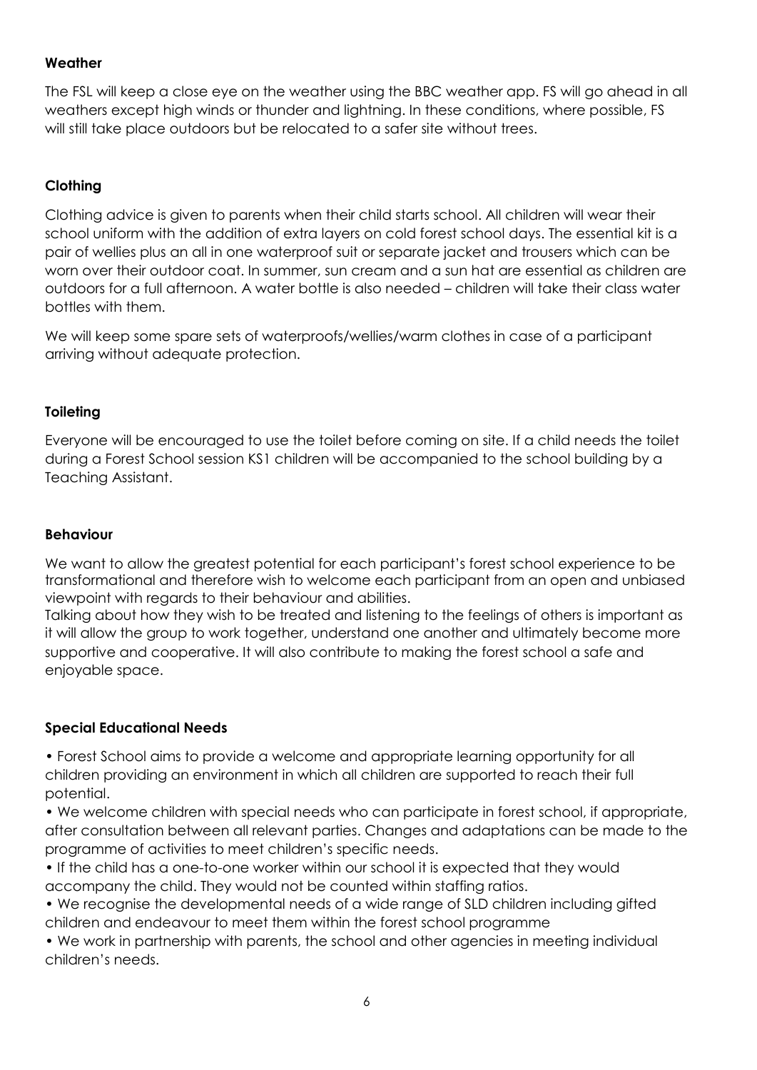**Weather**

The FSL will keep a close eye on the weather using the BBC weather app. FS will go ahead in all weathers except high winds or thunder and lightning. In these conditions, where possible, FS will still take place outdoors but be relocated to a safer site without trees.

**Clothing**

Clothing advice is given to parents when their child starts school. All children will wear their school uniform with the addition of extra layers on cold forest school days. The essential kit is a pair of wellies plus an all in one waterproof suit or separate jacket and trousers which can be worn over their outdoor coat. In summer, sun cream and a sun hat are essential as children are outdoors for a full afternoon. A water bottle is also needed – children will take their class water bottles with them.

We will keep some spare sets of waterproofs/wellies/warm clothes in case of a participant arriving without adequate protection.

**Toileting**

Everyone will be encouraged to use the toilet before coming on site. If a child needs the toilet during a Forest School session KS1 children will be accompanied to the school building by a Teaching Assistant.

**Behaviour**

We want to allow the greatest potential for each participant's forest school experience to be transformational and therefore wish to welcome each participant from an open and unbiased viewpoint with regards to their behaviour and abilities.
Talking about how they wish to be treated and listening to the feelings of others is important as it will allow the group to work together, understand one another and ultimately become more supportive and cooperative. It will also contribute to making the forest school a safe and enjoyable space.

**Special Educational Needs**

- Forest School aims to provide a welcome and appropriate learning opportunity for all children providing an environment in which all children are supported to reach their full potential.
- We welcome children with special needs who can participate in forest school, if appropriate, after consultation between all relevant parties. Changes and adaptations can be made to the programme of activities to meet children's specific needs.
- If the child has a one-to-one worker within our school it is expected that they would accompany the child. They would not be counted within staffing ratios.
- We recognise the developmental needs of a wide range of SLD children including gifted children and endeavour to meet them within the forest school programme
- We work in partnership with parents, the school and other agencies in meeting individual children's needs.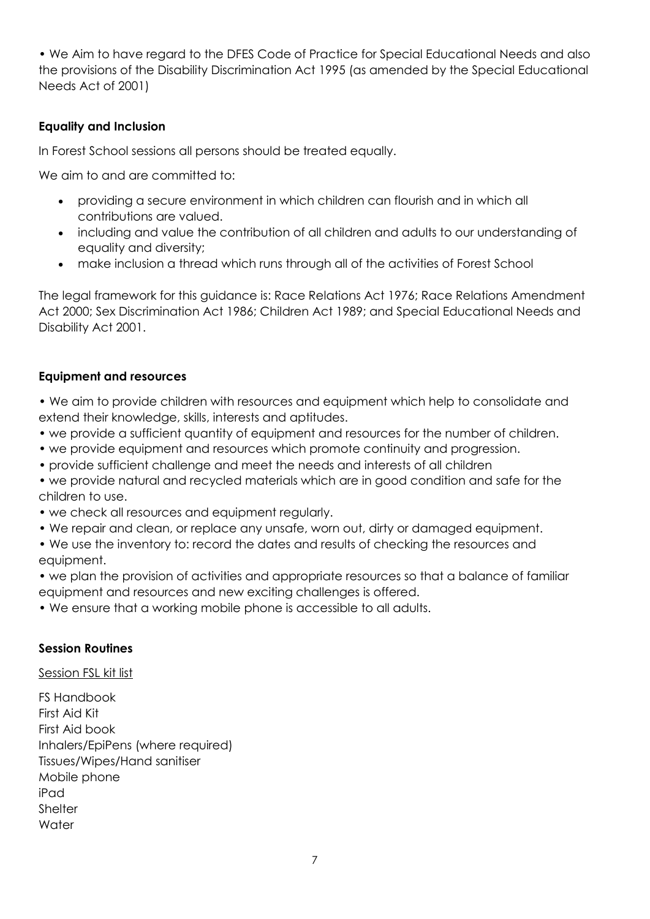• We Aim to have regard to the DFES Code of Practice for Special Educational Needs and also the provisions of the Disability Discrimination Act 1995 (as amended by the Special Educational Needs Act of 2001)

**Equality and Inclusion**

In Forest School sessions all persons should be treated equally.

We aim to and are committed to:

- providing a secure environment in which children can flourish and in which all contributions are valued.
- including and value the contribution of all children and adults to our understanding of equality and diversity;
- make inclusion a thread which runs through all of the activities of Forest School

The legal framework for this guidance is: Race Relations Act 1976; Race Relations Amendment Act 2000; Sex Discrimination Act 1986; Children Act 1989; and Special Educational Needs and Disability Act 2001.

**Equipment and resources**

• We aim to provide children with resources and equipment which help to consolidate and extend their knowledge, skills, interests and aptitudes.
• we provide a sufficient quantity of equipment and resources for the number of children.
• we provide equipment and resources which promote continuity and progression.
• provide sufficient challenge and meet the needs and interests of all children
• we provide natural and recycled materials which are in good condition and safe for the children to use.
• we check all resources and equipment regularly.
• We repair and clean, or replace any unsafe, worn out, dirty or damaged equipment.
• We use the inventory to: record the dates and results of checking the resources and equipment.
• we plan the provision of activities and appropriate resources so that a balance of familiar equipment and resources and new exciting challenges is offered.
• We ensure that a working mobile phone is accessible to all adults.

**Session Routines**

Session FSL kit list

FS Handbook
First Aid Kit
First Aid book
Inhalers/EpiPens (where required)
Tissues/Wipes/Hand sanitiser
Mobile phone
iPad
Shelter
Water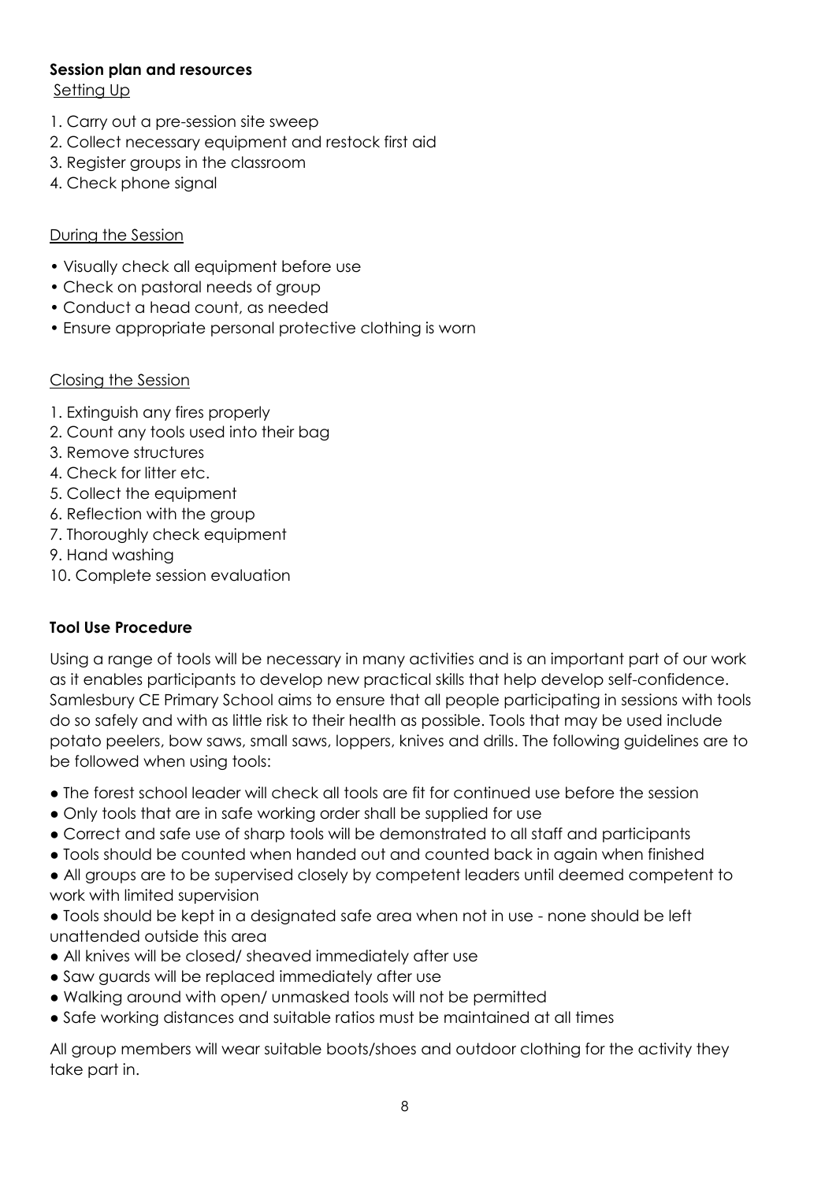**Session plan and resources**

Setting Up

1. Carry out a pre-session site sweep
2. Collect necessary equipment and restock first aid
3. Register groups in the classroom
4. Check phone signal

During the Session

- Visually check all equipment before use
- Check on pastoral needs of group
- Conduct a head count, as needed
- Ensure appropriate personal protective clothing is worn

Closing the Session

1. Extinguish any fires properly
2. Count any tools used into their bag
3. Remove structures
4. Check for litter etc.
5. Collect the equipment
6. Reflection with the group
7. Thoroughly check equipment
9. Hand washing
10. Complete session evaluation

**Tool Use Procedure**

Using a range of tools will be necessary in many activities and is an important part of our work as it enables participants to develop new practical skills that help develop self-confidence. Samlesbury CE Primary School aims to ensure that all people participating in sessions with tools do so safely and with as little risk to their health as possible. Tools that may be used include potato peelers, bow saws, small saws, loppers, knives and drills. The following guidelines are to be followed when using tools:

- The forest school leader will check all tools are fit for continued use before the session
- Only tools that are in safe working order shall be supplied for use
- Correct and safe use of sharp tools will be demonstrated to all staff and participants
- Tools should be counted when handed out and counted back in again when finished
- All groups are to be supervised closely by competent leaders until deemed competent to work with limited supervision
- Tools should be kept in a designated safe area when not in use - none should be left unattended outside this area
- All knives will be closed/ sheaved immediately after use
- Saw guards will be replaced immediately after use
- Walking around with open/ unmasked tools will not be permitted
- Safe working distances and suitable ratios must be maintained at all times

All group members will wear suitable boots/shoes and outdoor clothing for the activity they take part in.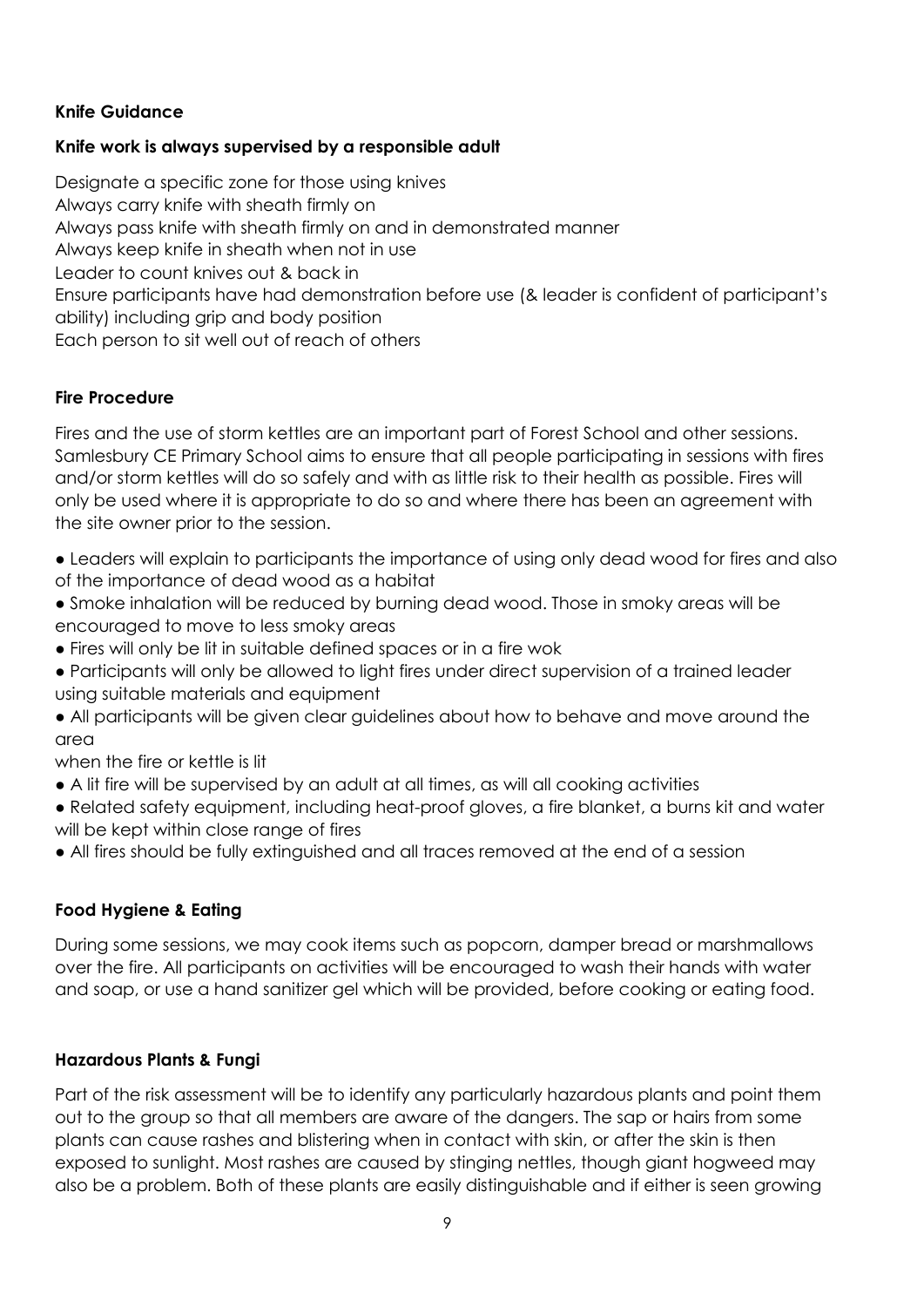**Knife Guidance**

**Knife work is always supervised by a responsible adult**

Designate a specific zone for those using knives
Always carry knife with sheath firmly on
Always pass knife with sheath firmly on and in demonstrated manner
Always keep knife in sheath when not in use
Leader to count knives out & back in
Ensure participants have had demonstration before use (& leader is confident of participant's ability) including grip and body position
Each person to sit well out of reach of others

**Fire Procedure**

Fires and the use of storm kettles are an important part of Forest School and other sessions. Samlesbury CE Primary School aims to ensure that all people participating in sessions with fires and/or storm kettles will do so safely and with as little risk to their health as possible. Fires will only be used where it is appropriate to do so and where there has been an agreement with the site owner prior to the session.

- Leaders will explain to participants the importance of using only dead wood for fires and also of the importance of dead wood as a habitat
- Smoke inhalation will be reduced by burning dead wood. Those in smoky areas will be encouraged to move to less smoky areas
- Fires will only be lit in suitable defined spaces or in a fire wok
- Participants will only be allowed to light fires under direct supervision of a trained leader using suitable materials and equipment
- All participants will be given clear guidelines about how to behave and move around the area
when the fire or kettle is lit
- A lit fire will be supervised by an adult at all times, as will all cooking activities
- Related safety equipment, including heat-proof gloves, a fire blanket, a burns kit and water will be kept within close range of fires
- All fires should be fully extinguished and all traces removed at the end of a session

**Food Hygiene & Eating**

During some sessions, we may cook items such as popcorn, damper bread or marshmallows over the fire. All participants on activities will be encouraged to wash their hands with water and soap, or use a hand sanitizer gel which will be provided, before cooking or eating food.

**Hazardous Plants & Fungi**

Part of the risk assessment will be to identify any particularly hazardous plants and point them out to the group so that all members are aware of the dangers. The sap or hairs from some plants can cause rashes and blistering when in contact with skin, or after the skin is then exposed to sunlight. Most rashes are caused by stinging nettles, though giant hogweed may also be a problem. Both of these plants are easily distinguishable and if either is seen growing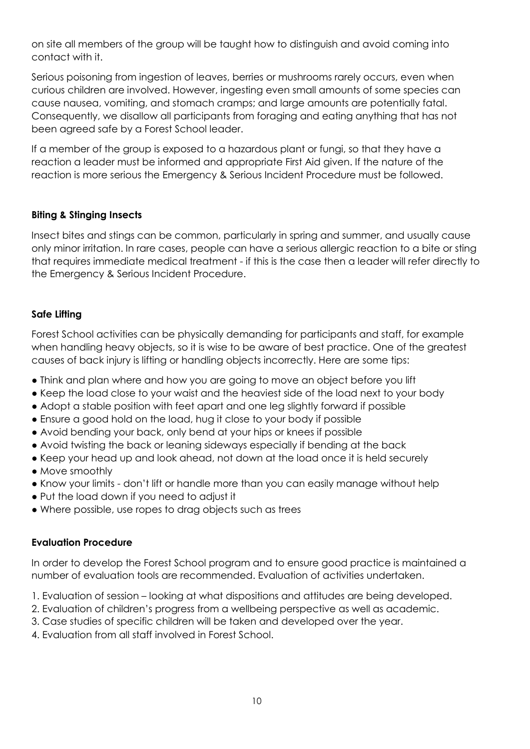on site all members of the group will be taught how to distinguish and avoid coming into contact with it.

Serious poisoning from ingestion of leaves, berries or mushrooms rarely occurs, even when curious children are involved. However, ingesting even small amounts of some species can cause nausea, vomiting, and stomach cramps; and large amounts are potentially fatal. Consequently, we disallow all participants from foraging and eating anything that has not been agreed safe by a Forest School leader.

If a member of the group is exposed to a hazardous plant or fungi, so that they have a reaction a leader must be informed and appropriate First Aid given. If the nature of the reaction is more serious the Emergency & Serious Incident Procedure must be followed.

**Biting & Stinging Insects**

Insect bites and stings can be common, particularly in spring and summer, and usually cause only minor irritation. In rare cases, people can have a serious allergic reaction to a bite or sting that requires immediate medical treatment - if this is the case then a leader will refer directly to the Emergency & Serious Incident Procedure.

**Safe Lifting**

Forest School activities can be physically demanding for participants and staff, for example when handling heavy objects, so it is wise to be aware of best practice. One of the greatest causes of back injury is lifting or handling objects incorrectly. Here are some tips:

- Think and plan where and how you are going to move an object before you lift
- Keep the load close to your waist and the heaviest side of the load next to your body
- Adopt a stable position with feet apart and one leg slightly forward if possible
- Ensure a good hold on the load, hug it close to your body if possible
- Avoid bending your back, only bend at your hips or knees if possible
- Avoid twisting the back or leaning sideways especially if bending at the back
- Keep your head up and look ahead, not down at the load once it is held securely
- Move smoothly
- Know your limits - don't lift or handle more than you can easily manage without help
- Put the load down if you need to adjust it
- Where possible, use ropes to drag objects such as trees

**Evaluation Procedure**

In order to develop the Forest School program and to ensure good practice is maintained a number of evaluation tools are recommended. Evaluation of activities undertaken.

1. Evaluation of session – looking at what dispositions and attitudes are being developed.
2. Evaluation of children's progress from a wellbeing perspective as well as academic.
3. Case studies of specific children will be taken and developed over the year.
4. Evaluation from all staff involved in Forest School.